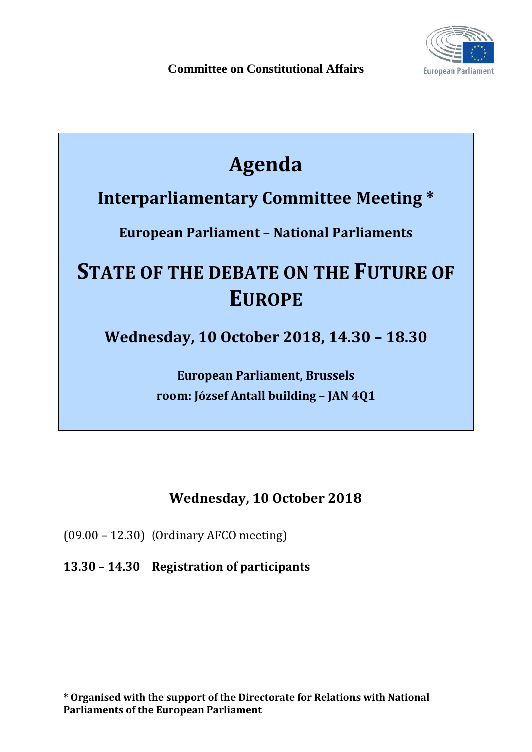**Committee on Constitutional Affairs**

# Agenda

## Interparliamentary Committee Meeting *

### European Parliament – National Parliaments

# STATE OF THE DEBATE ON THE FUTURE OF EUROPE

## Wednesday, 10 October 2018, 14.30 – 18.30

**European Parliament, Brussels**

**room: József Antall building – JAN 4Q1**

## Wednesday, 10 October 2018

(09.00 – 12.30) (Ordinary AFCO meeting)

**13.30 – 14.30 Registration of participants**

**\* Organised with the support of the Directorate for Relations with National Parliaments of the European Parliament**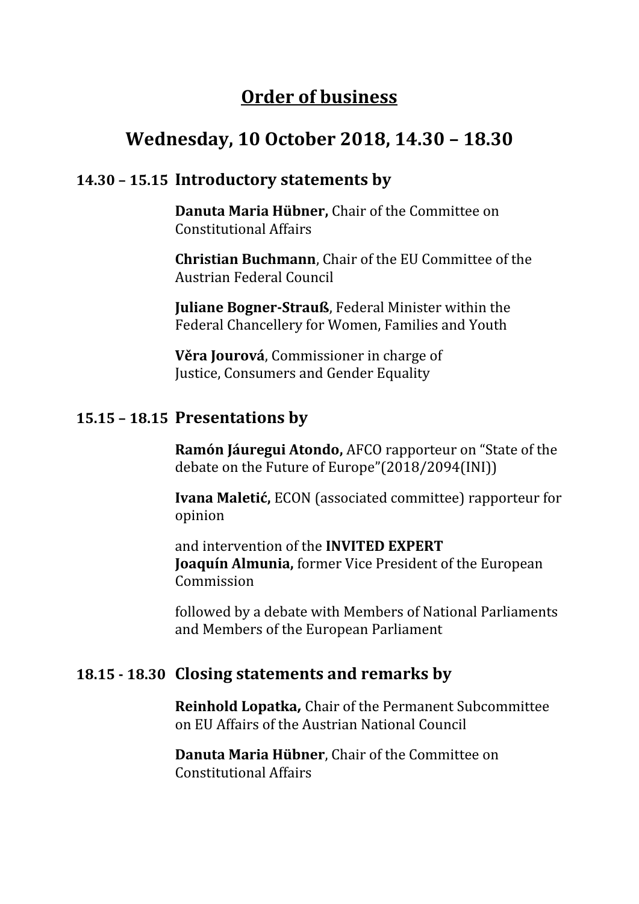# Order of business

## Wednesday, 10 October 2018, 14.30 – 18.30

### 14.30 – 15.15 Introductory statements by

**Danuta Maria Hübner,** Chair of the Committee on Constitutional Affairs

**Christian Buchmann**, Chair of the EU Committee of the Austrian Federal Council

**Juliane Bogner-Strauß**, Federal Minister within the Federal Chancellery for Women, Families and Youth

**Věra Jourová**, Commissioner in charge of Justice, Consumers and Gender Equality

### 15.15 – 18.15 Presentations by

**Ramón Jáuregui Atondo,** AFCO rapporteur on "State of the debate on the Future of Europe"(2018/2094(INI))

**Ivana Maletić,** ECON (associated committee) rapporteur for opinion

and intervention of the **INVITED EXPERT**
**Joaquín Almunia,** former Vice President of the European Commission

followed by a debate with Members of National Parliaments and Members of the European Parliament

### 18.15 - 18.30 Closing statements and remarks by

**Reinhold Lopatka,** Chair of the Permanent Subcommittee on EU Affairs of the Austrian National Council

**Danuta Maria Hübner**, Chair of the Committee on Constitutional Affairs